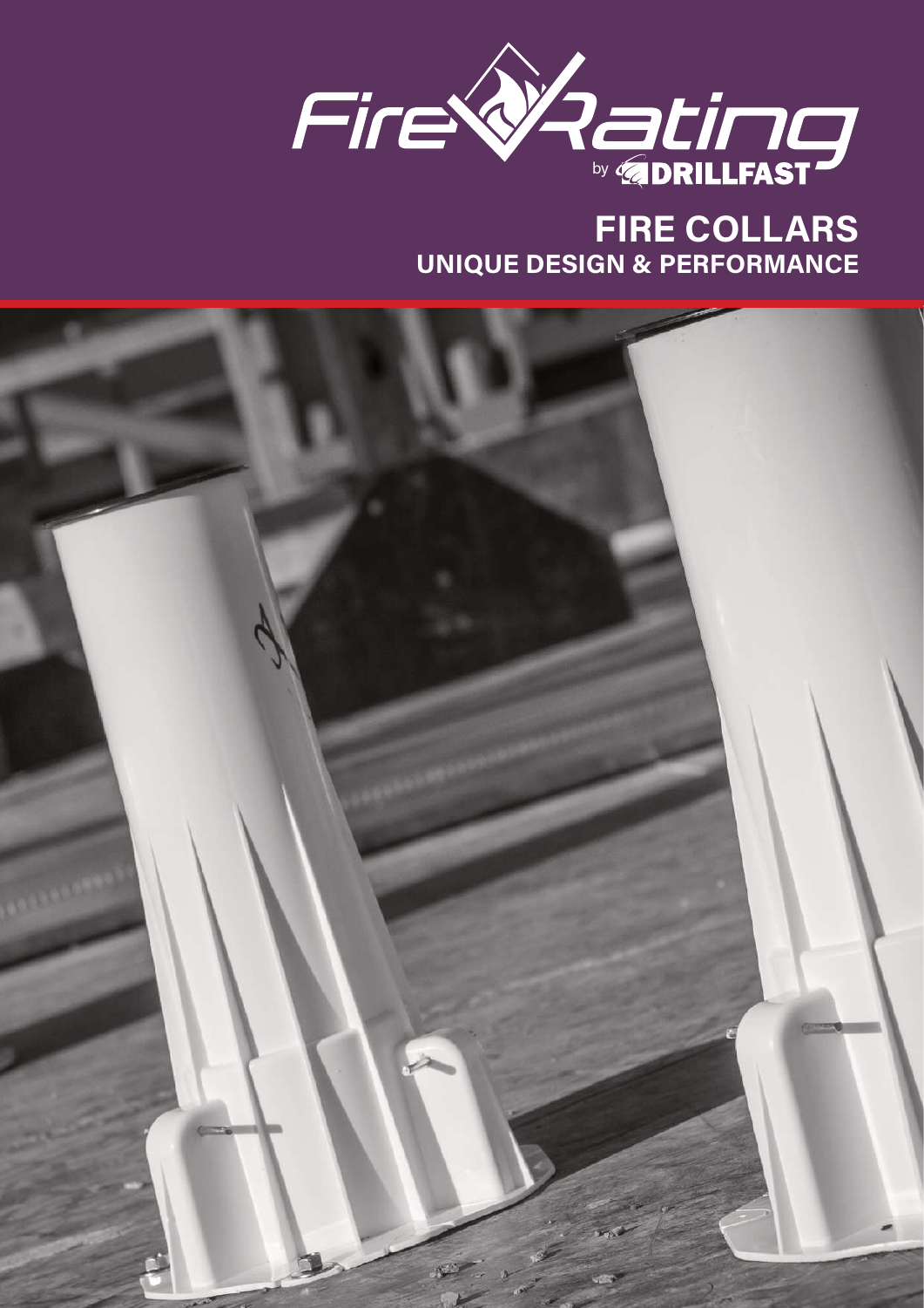# Fire Rating

by DRILLFAST

## FIRE COLLARS

### UNIQUE DESIGN & PERFORMANCE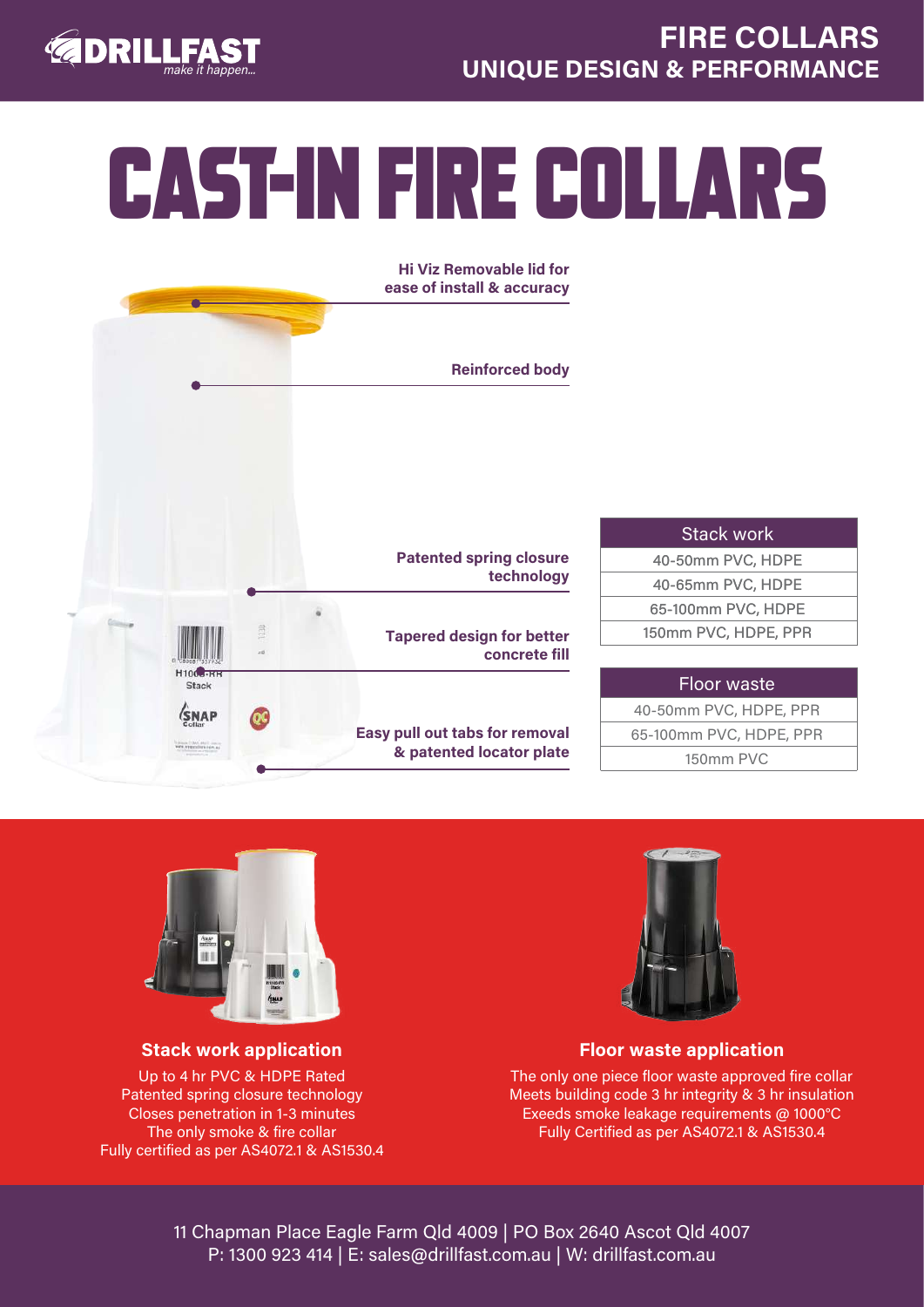# CAST-IN FIRE COLLARS

**Hi Viz Removable lid for ease of install & accuracy**

**Reinforced body**

**Patented spring closure technology**

**Tapered design for better concrete fill**

**Easy pull out tabs for removal & patented locator plate**

| Stack work |
|---|
| 40-50mm PVC, HDPE |
| 40-65mm PVC, HDPE |
| 65-100mm PVC, HDPE |
| 150mm PVC, HDPE, PPR |

| Floor waste |
|---|
| 40-50mm PVC, HDPE, PPR |
| 65-100mm PVC, HDPE, PPR |
| 150mm PVC |

## Stack work application

Up to 4 hr PVC & HDPE Rated
Patented spring closure technology
Closes penetration in 1-3 minutes
The only smoke & fire collar
Fully certified as per AS4072.1 & AS1530.4

## Floor waste application

The only one piece floor waste approved fire collar
Meets building code 3 hr integrity & 3 hr insulation
Exeeds smoke leakage requirements @ 1000°C
Fully Certified as per AS4072.1 & AS1530.4

11 Chapman Place Eagle Farm Qld 4009 | PO Box 2640 Ascot Qld 4007
P: 1300 923 414 | E: sales@drillfast.com.au | W: drillfast.com.au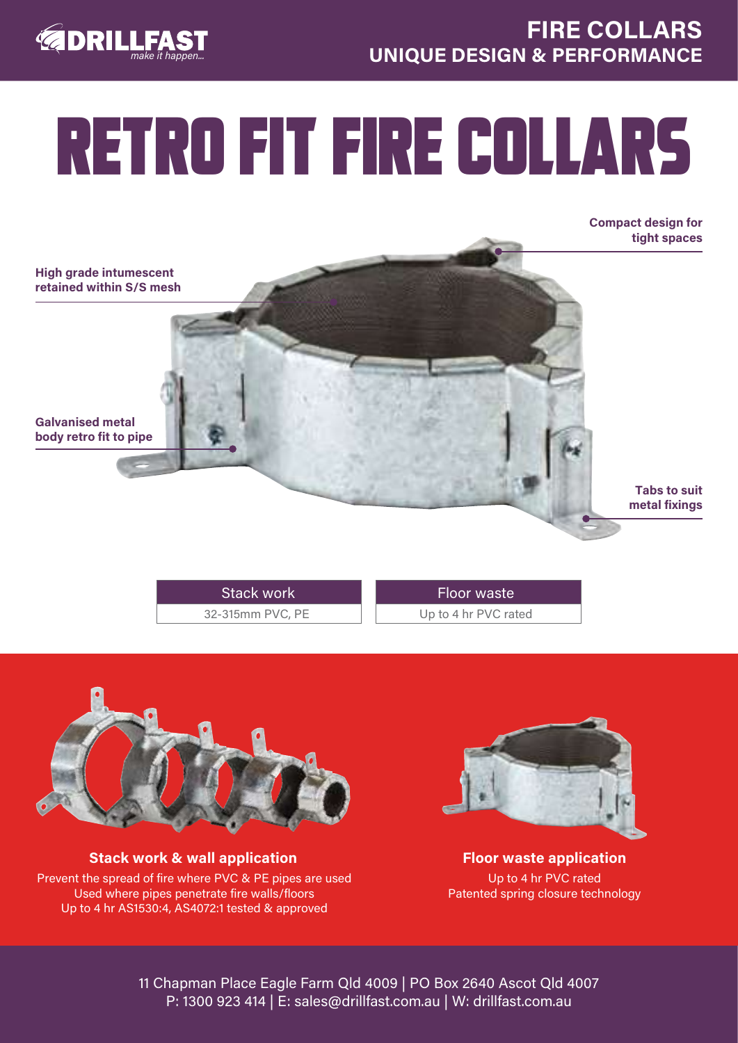**FIRE COLLARS**
**UNIQUE DESIGN & PERFORMANCE**

# RETRO FIT FIRE COLLARS

**Compact design for tight spaces**

**High grade intumescent retained within S/S mesh**

**Galvanised metal body retro fit to pipe**

**Tabs to suit metal fixings**

| Stack work | Floor waste |
| --- | --- |
| 32-315mm PVC, PE | Up to 4 hr PVC rated |

### Stack work & wall application

Prevent the spread of fire where PVC & PE pipes are used
Used where pipes penetrate fire walls/floors
Up to 4 hr AS1530:4, AS4072:1 tested & approved

### Floor waste application

Up to 4 hr PVC rated
Patented spring closure technology

11 Chapman Place Eagle Farm Qld 4009 | PO Box 2640 Ascot Qld 4007
P: 1300 923 414 | E: sales@drillfast.com.au | W: drillfast.com.au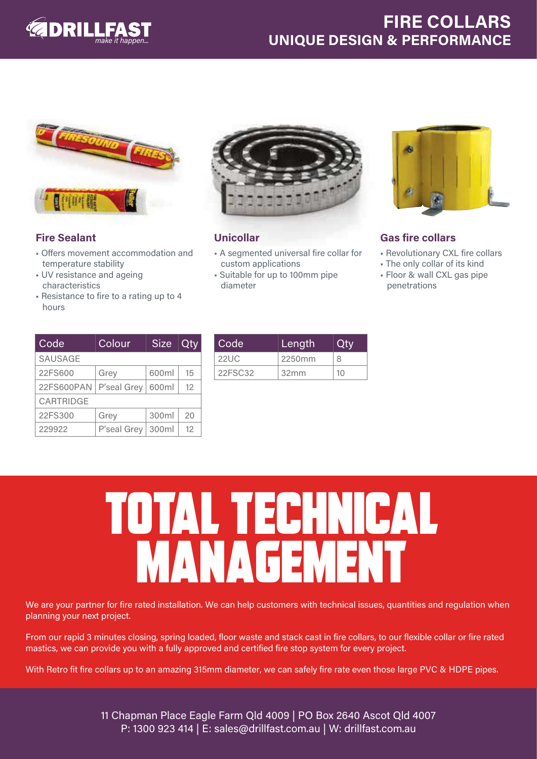# FIRE COLLARS
## UNIQUE DESIGN & PERFORMANCE

### Fire Sealant

- Offers movement accommodation and temperature stability
- UV resistance and ageing characteristics
- Resistance to fire to a rating up to 4 hours

| Code | Colour | Size | Qty |
|---|---|---|---|
| SAUSAGE | | | |
| 22FS600 | Grey | 600ml | 15 |
| 22FS600PAN | P'seal Grey | 600ml | 12 |
| CARTRIDGE | | | |
| 22FS300 | Grey | 300ml | 20 |
| 229922 | P'seal Grey | 300ml | 12 |

### Unicollar

- A segmented universal fire collar for custom applications
- Suitable for up to 100mm pipe diameter

| Code | Length | Qty |
|---|---|---|
| 22UC | 2250mm | 8 |
| 22FSC32 | 32mm | 10 |

### Gas fire collars

- Revolutionary CXL fire collars
- The only collar of its kind
- Floor & wall CXL gas pipe penetrations

# TOTAL TECHNICAL MANAGEMENT

We are your partner for fire rated installation. We can help customers with technical issues, quantities and regulation when planning your next project.

From our rapid 3 minutes closing, spring loaded, floor waste and stack cast in fire collars, to our flexible collar or fire rated mastics, we can provide you with a fully approved and certified fire stop system for every project.

With Retro fit fire collars up to an amazing 315mm diameter, we can safely fire rate even those large PVC & HDPE pipes.

11 Chapman Place Eagle Farm Qld 4009 | PO Box 2640 Ascot Qld 4007
P: 1300 923 414 | E: sales@drillfast.com.au | W: drillfast.com.au